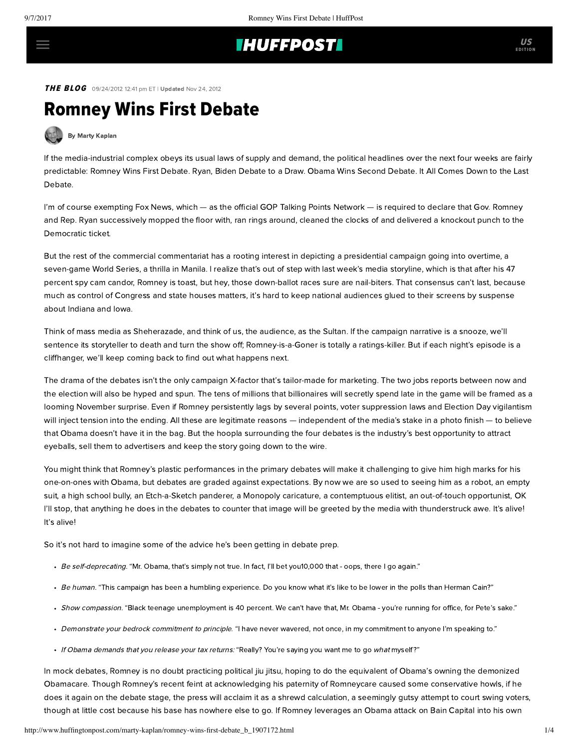**THE BLOG** 09/24/2012 12:41 pm ET | **Updated** Nov 24, 2012

# Romney Wins First Debate

**By Marty Kaplan**

If the media-industrial complex obeys its usual laws of supply and demand, the political headlines over the next four weeks are fairly predictable: Romney Wins First Debate. Ryan, Biden Debate to a Draw. Obama Wins Second Debate. It All Comes Down to the Last Debate.

I'm of course exempting Fox News, which — as the official GOP Talking Points Network — is required to declare that Gov. Romney and Rep. Ryan successively mopped the floor with, ran rings around, cleaned the clocks of and delivered a knockout punch to the Democratic ticket.

But the rest of the commercial commentariat has a rooting interest in depicting a presidential campaign going into overtime, a seven-game World Series, a thrilla in Manila. I realize that's out of step with last week's media storyline, which is that after his 47 percent spy cam candor, Romney is toast, but hey, those down-ballot races sure are nail-biters. That consensus can't last, because much as control of Congress and state houses matters, it's hard to keep national audiences glued to their screens by suspense about Indiana and Iowa.

Think of mass media as Sheherazade, and think of us, the audience, as the Sultan. If the campaign narrative is a snooze, we'll sentence its storyteller to death and turn the show off; Romney-is-a-Goner is totally a ratings-killer. But if each night's episode is a cliffhanger, we'll keep coming back to find out what happens next.

The drama of the debates isn't the only campaign X-factor that's tailor-made for marketing. The two jobs reports between now and the election will also be hyped and spun. The tens of millions that billionaires will secretly spend late in the game will be framed as a looming November surprise. Even if Romney persistently lags by several points, voter suppression laws and Election Day vigilantism will inject tension into the ending. All these are legitimate reasons — independent of the media's stake in a photo finish — to believe that Obama doesn't have it in the bag. But the hoopla surrounding the four debates is the industry's best opportunity to attract eyeballs, sell them to advertisers and keep the story going down to the wire.

You might think that Romney's plastic performances in the primary debates will make it challenging to give him high marks for his one-on-ones with Obama, but debates are graded against expectations. By now we are so used to seeing him as a robot, an empty suit, a high school bully, an Etch-a-Sketch panderer, a Monopoly caricature, a contemptuous elitist, an out-of-touch opportunist, OK I'll stop, that anything he does in the debates to counter that image will be greeted by the media with thunderstruck awe. It's alive! It's alive!

So it's not hard to imagine some of the advice he's been getting in debate prep.

- *Be self-deprecating.* "Mr. Obama, that's simply not true. In fact, I'll bet you10,000 that - oops, there I go again."
- *Be human.* "This campaign has been a humbling experience. Do you know what it's like to be lower in the polls than Herman Cain?"
- *Show compassion.* "Black teenage unemployment is 40 percent. We can't have that, Mr. Obama - you're running for office, for Pete's sake."
- *Demonstrate your bedrock commitment to principle.* "I have never wavered, not once, in my commitment to anyone I'm speaking to."
- *If Obama demands that you release your tax returns:* "Really? You're saying you want me to go *what* myself?"

In mock debates, Romney is no doubt practicing political jiu jitsu, hoping to do the equivalent of Obama's owning the demonized Obamacare. Though Romney's recent feint at acknowledging his paternity of Romneycare caused some conservative howls, if he does it again on the debate stage, the press will acclaim it as a shrewd calculation, a seemingly gutsy attempt to court swing voters, though at little cost because his base has nowhere else to go. If Romney leverages an Obama attack on Bain Capital into his own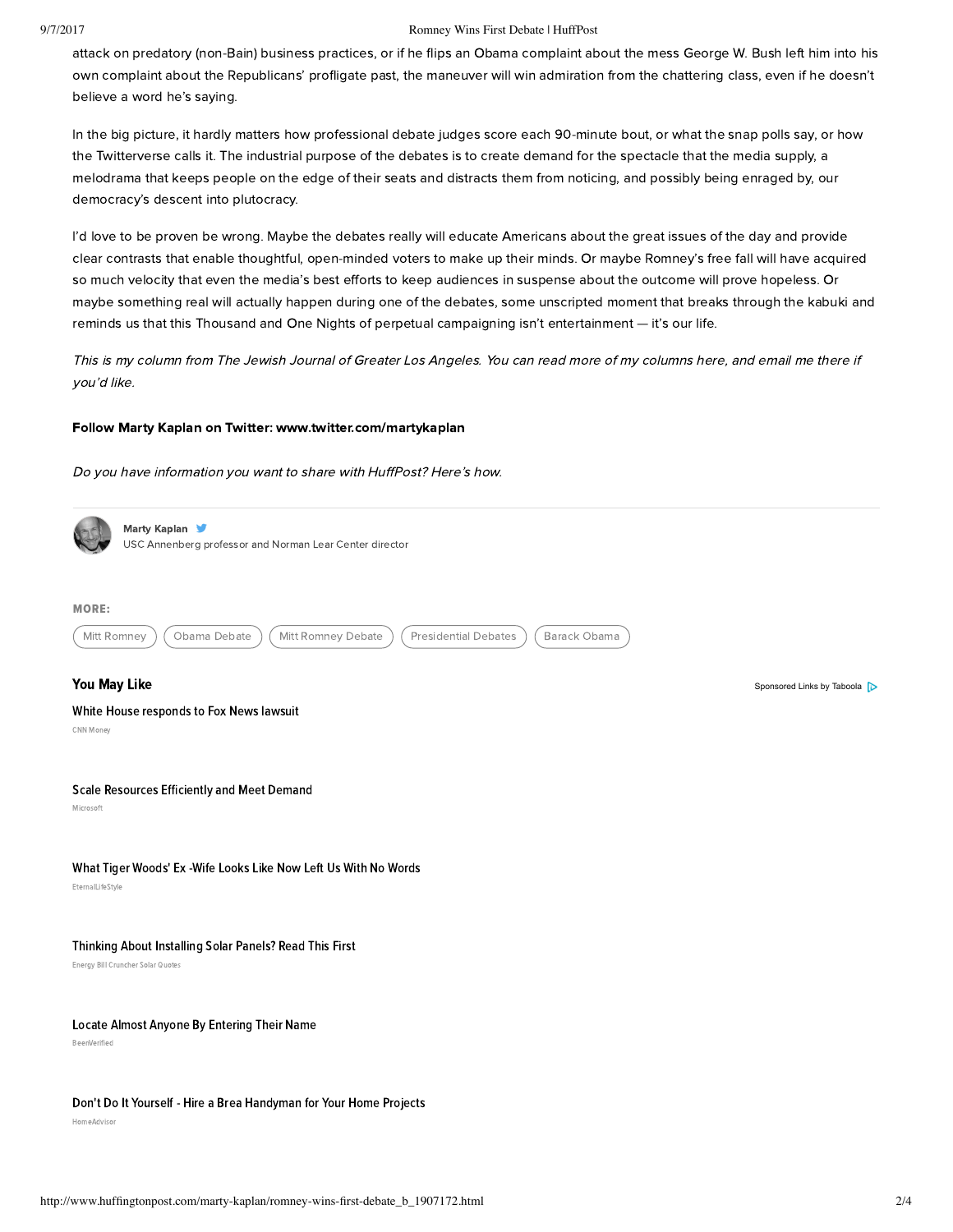attack on predatory (non-Bain) business practices, or if he flips an Obama complaint about the mess George W. Bush left him into his own complaint about the Republicans' profligate past, the maneuver will win admiration from the chattering class, even if he doesn't believe a word he's saying.

In the big picture, it hardly matters how professional debate judges score each 90-minute bout, or what the snap polls say, or how the Twitterverse calls it. The industrial purpose of the debates is to create demand for the spectacle that the media supply, a melodrama that keeps people on the edge of their seats and distracts them from noticing, and possibly being enraged by, our democracy's descent into plutocracy.

I'd love to be proven be wrong. Maybe the debates really will educate Americans about the great issues of the day and provide clear contrasts that enable thoughtful, open-minded voters to make up their minds. Or maybe Romney's free fall will have acquired so much velocity that even the media's best efforts to keep audiences in suspense about the outcome will prove hopeless. Or maybe something real will actually happen during one of the debates, some unscripted moment that breaks through the kabuki and reminds us that this Thousand and One Nights of perpetual campaigning isn't entertainment — it's our life.

*This is my column from The Jewish Journal of Greater Los Angeles. You can read more of my columns here, and email me there if you'd like.*

**Follow Marty Kaplan on Twitter: www.twitter.com/martykaplan**

*Do you have information you want to share with HuffPost? Here's how.*

---

**Marty Kaplan**
USC Annenberg professor and Norman Lear Center director

**MORE:**

Mitt Romney | Obama Debate | Mitt Romney Debate | Presidential Debates | Barack Obama

## You May Like

Sponsored Links by Taboola

White House responds to Fox News lawsuit
CNN Money

Scale Resources Efficiently and Meet Demand
Microsoft

What Tiger Woods' Ex -Wife Looks Like Now Left Us With No Words
EternalLifeStyle

Thinking About Installing Solar Panels? Read This First
Energy Bill Cruncher Solar Quotes

Locate Almost Anyone By Entering Their Name
BeenVerified

Don't Do It Yourself - Hire a Brea Handyman for Your Home Projects
HomeAdvisor